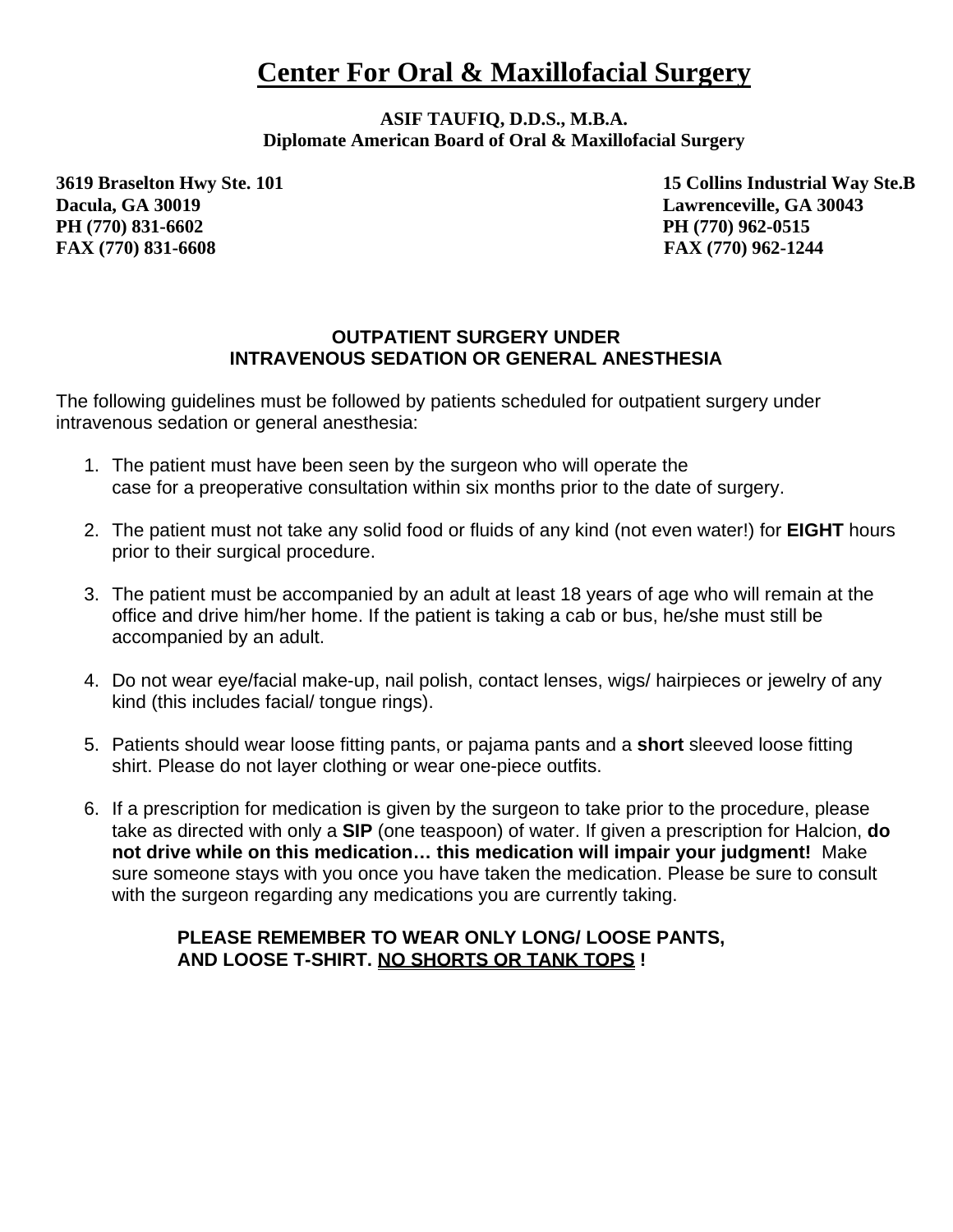# Center For Oral & Maxillofacial Surgery

**ASIF TAUFIQ, D.D.S., M.B.A.**
**Diplomate American Board of Oral & Maxillofacial Surgery**

**3619 Braselton Hwy Ste. 101**
**Dacula, GA 30019**
**PH (770) 831-6602**
**FAX (770) 831-6608**

**15 Collins Industrial Way Ste.B**
**Lawrenceville, GA 30043**
**PH (770) 962-0515**
**FAX (770) 962-1244**

## OUTPATIENT SURGERY UNDER INTRAVENOUS SEDATION OR GENERAL ANESTHESIA

The following guidelines must be followed by patients scheduled for outpatient surgery under intravenous sedation or general anesthesia:

1. The patient must have been seen by the surgeon who will operate the case for a preoperative consultation within six months prior to the date of surgery.

2. The patient must not take any solid food or fluids of any kind (not even water!) for **EIGHT** hours prior to their surgical procedure.

3. The patient must be accompanied by an adult at least 18 years of age who will remain at the office and drive him/her home. If the patient is taking a cab or bus, he/she must still be accompanied by an adult.

4. Do not wear eye/facial make-up, nail polish, contact lenses, wigs/ hairpieces or jewelry of any kind (this includes facial/ tongue rings).

5. Patients should wear loose fitting pants, or pajama pants and a **short** sleeved loose fitting shirt. Please do not layer clothing or wear one-piece outfits.

6. If a prescription for medication is given by the surgeon to take prior to the procedure, please take as directed with only a **SIP** (one teaspoon) of water. If given a prescription for Halcion, **do not drive while on this medication… this medication will impair your judgment!** Make sure someone stays with you once you have taken the medication. Please be sure to consult with the surgeon regarding any medications you are currently taking.

**PLEASE REMEMBER TO WEAR ONLY LONG/ LOOSE PANTS, AND LOOSE T-SHIRT. <u>NO SHORTS OR TANK TOPS</u> !**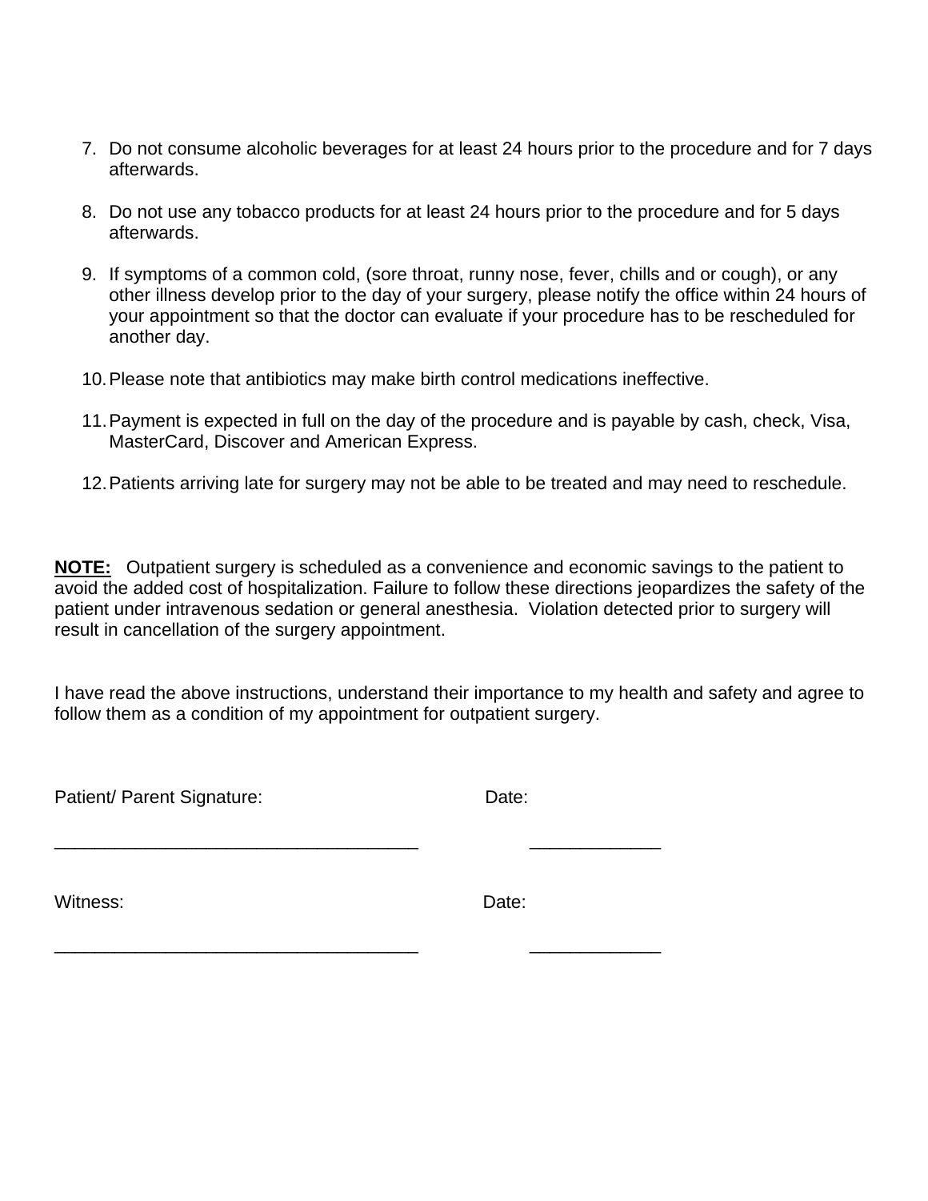7. Do not consume alcoholic beverages for at least 24 hours prior to the procedure and for 7 days afterwards.

8. Do not use any tobacco products for at least 24 hours prior to the procedure and for 5 days afterwards.

9. If symptoms of a common cold, (sore throat, runny nose, fever, chills and or cough), or any other illness develop prior to the day of your surgery, please notify the office within 24 hours of your appointment so that the doctor can evaluate if your procedure has to be rescheduled for another day.

10. Please note that antibiotics may make birth control medications ineffective.

11. Payment is expected in full on the day of the procedure and is payable by cash, check, Visa, MasterCard, Discover and American Express.

12. Patients arriving late for surgery may not be able to be treated and may need to reschedule.

**NOTE:** Outpatient surgery is scheduled as a convenience and economic savings to the patient to avoid the added cost of hospitalization. Failure to follow these directions jeopardizes the safety of the patient under intravenous sedation or general anesthesia. Violation detected prior to surgery will result in cancellation of the surgery appointment.

I have read the above instructions, understand their importance to my health and safety and agree to follow them as a condition of my appointment for outpatient surgery.

Patient/ Parent Signature: Date:

____________________________________ _____________

Witness: Date:

____________________________________ _____________